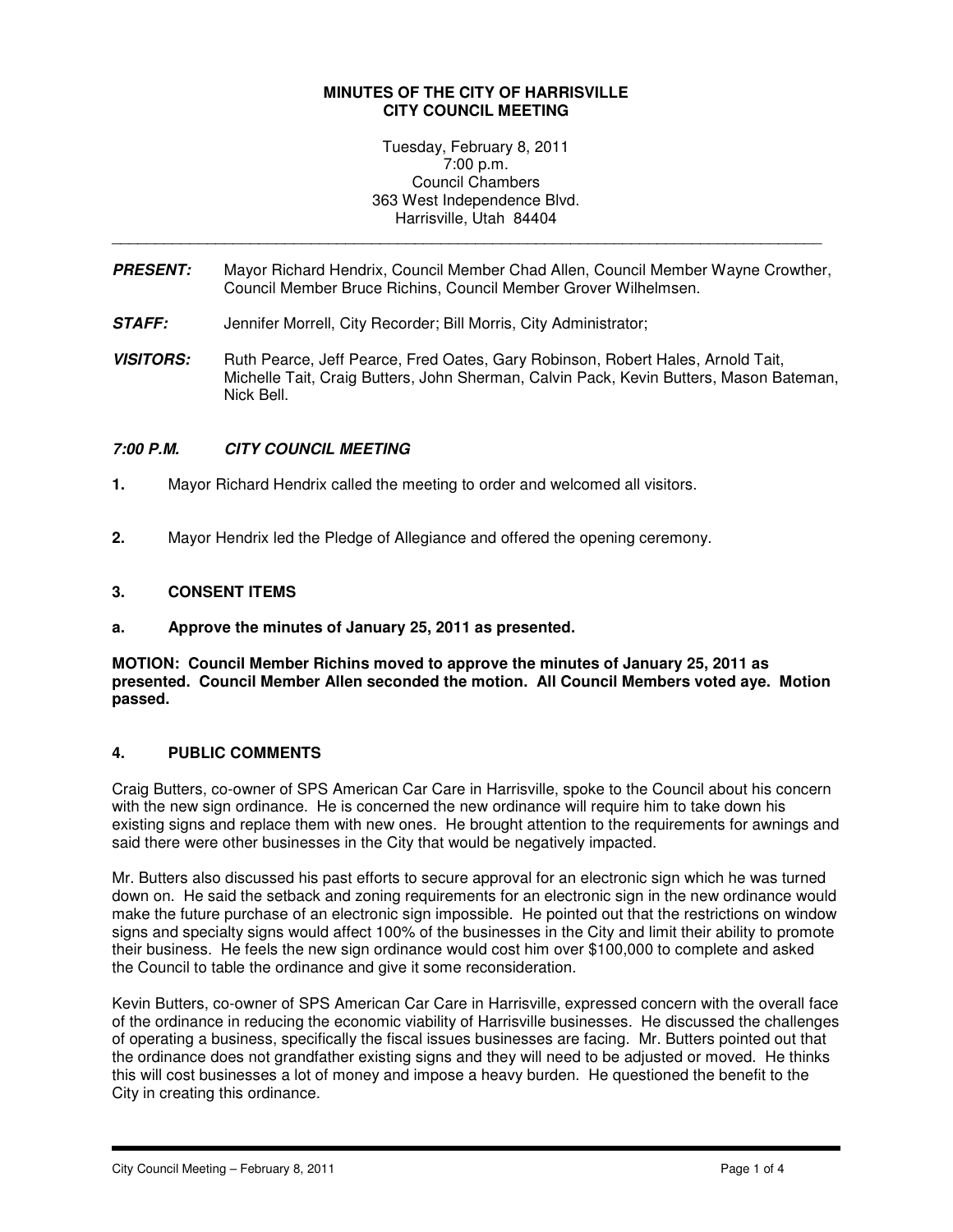**MINUTES OF THE CITY OF HARRISVILLE**
**CITY COUNCIL MEETING**

Tuesday, February 8, 2011
7:00 p.m.
Council Chambers
363 West Independence Blvd.
Harrisville, Utah 84404

---

***PRESENT:*** Mayor Richard Hendrix, Council Member Chad Allen, Council Member Wayne Crowther, Council Member Bruce Richins, Council Member Grover Wilhelmsen.

***STAFF:*** Jennifer Morrell, City Recorder; Bill Morris, City Administrator;

***VISITORS:*** Ruth Pearce, Jeff Pearce, Fred Oates, Gary Robinson, Robert Hales, Arnold Tait, Michelle Tait, Craig Butters, John Sherman, Calvin Pack, Kevin Butters, Mason Bateman, Nick Bell.

### *7:00 P.M. CITY COUNCIL MEETING*

**1.** Mayor Richard Hendrix called the meeting to order and welcomed all visitors.

**2.** Mayor Hendrix led the Pledge of Allegiance and offered the opening ceremony.

### 3. CONSENT ITEMS

**a. Approve the minutes of January 25, 2011 as presented.**

**MOTION: Council Member Richins moved to approve the minutes of January 25, 2011 as presented. Council Member Allen seconded the motion. All Council Members voted aye. Motion passed.**

### 4. PUBLIC COMMENTS

Craig Butters, co-owner of SPS American Car Care in Harrisville, spoke to the Council about his concern with the new sign ordinance. He is concerned the new ordinance will require him to take down his existing signs and replace them with new ones. He brought attention to the requirements for awnings and said there were other businesses in the City that would be negatively impacted.

Mr. Butters also discussed his past efforts to secure approval for an electronic sign which he was turned down on. He said the setback and zoning requirements for an electronic sign in the new ordinance would make the future purchase of an electronic sign impossible. He pointed out that the restrictions on window signs and specialty signs would affect 100% of the businesses in the City and limit their ability to promote their business. He feels the new sign ordinance would cost him over $100,000 to complete and asked the Council to table the ordinance and give it some reconsideration.

Kevin Butters, co-owner of SPS American Car Care in Harrisville, expressed concern with the overall face of the ordinance in reducing the economic viability of Harrisville businesses. He discussed the challenges of operating a business, specifically the fiscal issues businesses are facing. Mr. Butters pointed out that the ordinance does not grandfather existing signs and they will need to be adjusted or moved. He thinks this will cost businesses a lot of money and impose a heavy burden. He questioned the benefit to the City in creating this ordinance.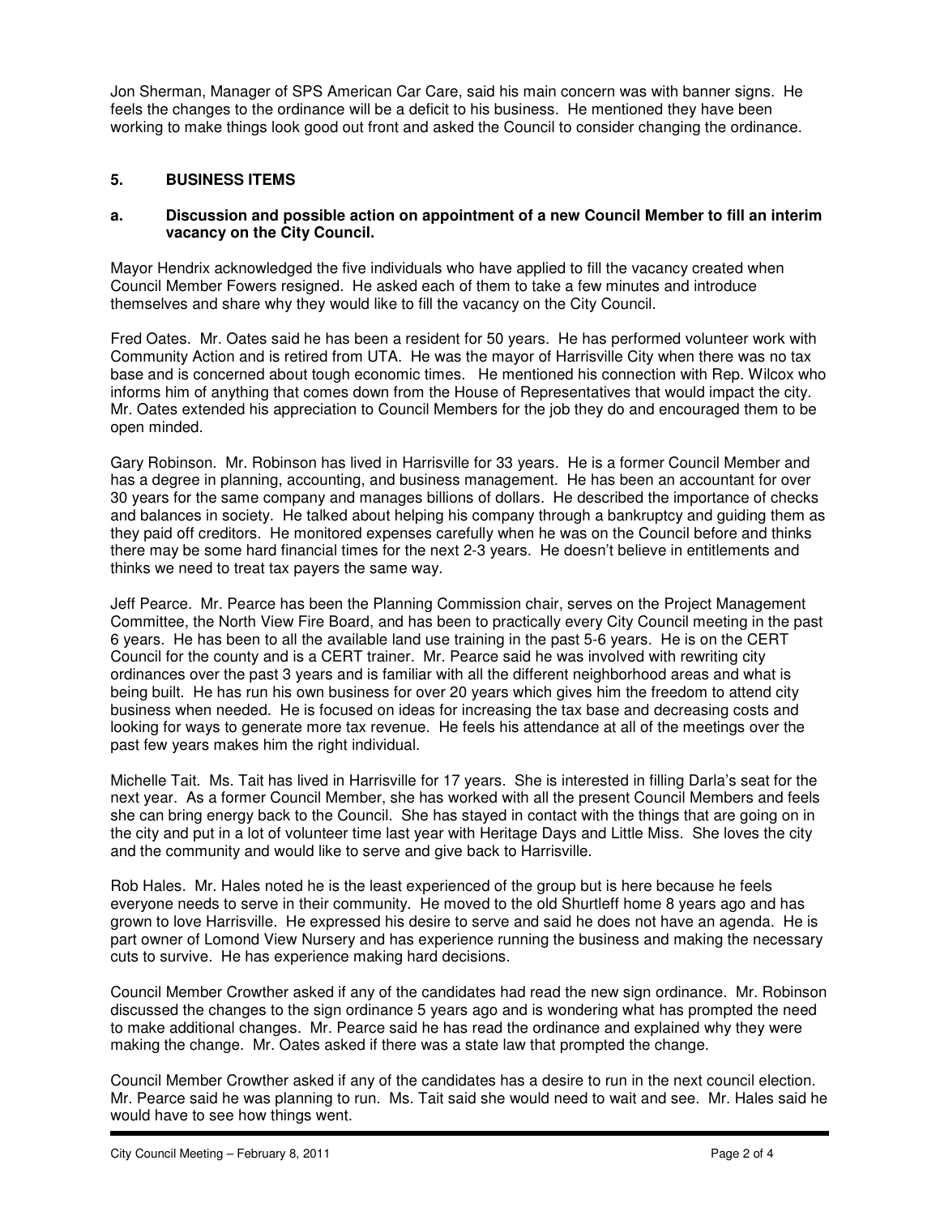Jon Sherman, Manager of SPS American Car Care, said his main concern was with banner signs. He feels the changes to the ordinance will be a deficit to his business. He mentioned they have been working to make things look good out front and asked the Council to consider changing the ordinance.

## 5. BUSINESS ITEMS

### a. Discussion and possible action on appointment of a new Council Member to fill an interim vacancy on the City Council.

Mayor Hendrix acknowledged the five individuals who have applied to fill the vacancy created when Council Member Fowers resigned. He asked each of them to take a few minutes and introduce themselves and share why they would like to fill the vacancy on the City Council.

Fred Oates. Mr. Oates said he has been a resident for 50 years. He has performed volunteer work with Community Action and is retired from UTA. He was the mayor of Harrisville City when there was no tax base and is concerned about tough economic times. He mentioned his connection with Rep. Wilcox who informs him of anything that comes down from the House of Representatives that would impact the city. Mr. Oates extended his appreciation to Council Members for the job they do and encouraged them to be open minded.

Gary Robinson. Mr. Robinson has lived in Harrisville for 33 years. He is a former Council Member and has a degree in planning, accounting, and business management. He has been an accountant for over 30 years for the same company and manages billions of dollars. He described the importance of checks and balances in society. He talked about helping his company through a bankruptcy and guiding them as they paid off creditors. He monitored expenses carefully when he was on the Council before and thinks there may be some hard financial times for the next 2-3 years. He doesn't believe in entitlements and thinks we need to treat tax payers the same way.

Jeff Pearce. Mr. Pearce has been the Planning Commission chair, serves on the Project Management Committee, the North View Fire Board, and has been to practically every City Council meeting in the past 6 years. He has been to all the available land use training in the past 5-6 years. He is on the CERT Council for the county and is a CERT trainer. Mr. Pearce said he was involved with rewriting city ordinances over the past 3 years and is familiar with all the different neighborhood areas and what is being built. He has run his own business for over 20 years which gives him the freedom to attend city business when needed. He is focused on ideas for increasing the tax base and decreasing costs and looking for ways to generate more tax revenue. He feels his attendance at all of the meetings over the past few years makes him the right individual.

Michelle Tait. Ms. Tait has lived in Harrisville for 17 years. She is interested in filling Darla's seat for the next year. As a former Council Member, she has worked with all the present Council Members and feels she can bring energy back to the Council. She has stayed in contact with the things that are going on in the city and put in a lot of volunteer time last year with Heritage Days and Little Miss. She loves the city and the community and would like to serve and give back to Harrisville.

Rob Hales. Mr. Hales noted he is the least experienced of the group but is here because he feels everyone needs to serve in their community. He moved to the old Shurtleff home 8 years ago and has grown to love Harrisville. He expressed his desire to serve and said he does not have an agenda. He is part owner of Lomond View Nursery and has experience running the business and making the necessary cuts to survive. He has experience making hard decisions.

Council Member Crowther asked if any of the candidates had read the new sign ordinance. Mr. Robinson discussed the changes to the sign ordinance 5 years ago and is wondering what has prompted the need to make additional changes. Mr. Pearce said he has read the ordinance and explained why they were making the change. Mr. Oates asked if there was a state law that prompted the change.

Council Member Crowther asked if any of the candidates has a desire to run in the next council election. Mr. Pearce said he was planning to run. Ms. Tait said she would need to wait and see. Mr. Hales said he would have to see how things went.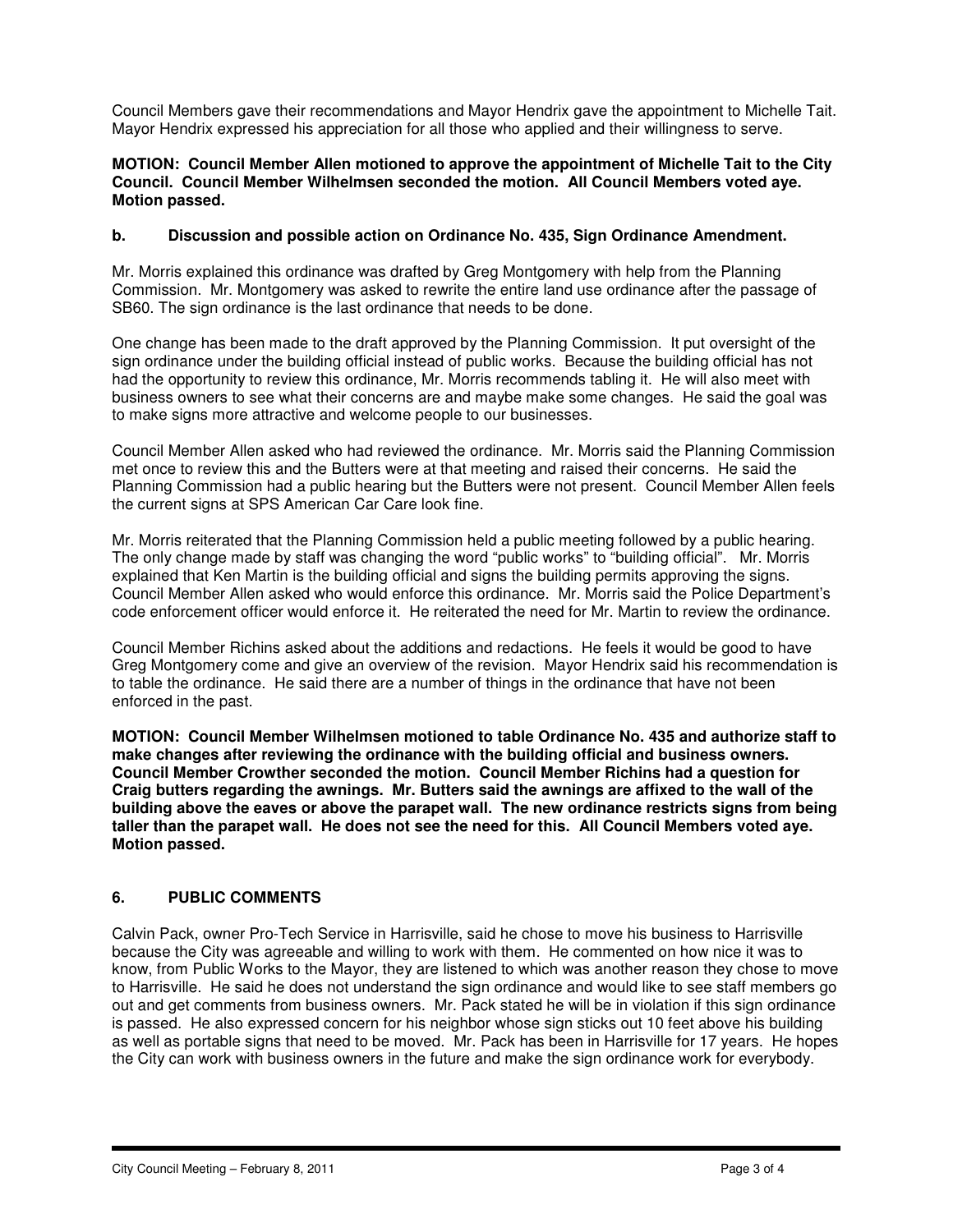Council Members gave their recommendations and Mayor Hendrix gave the appointment to Michelle Tait. Mayor Hendrix expressed his appreciation for all those who applied and their willingness to serve.

**MOTION: Council Member Allen motioned to approve the appointment of Michelle Tait to the City Council. Council Member Wilhelmsen seconded the motion. All Council Members voted aye. Motion passed.**

**b. Discussion and possible action on Ordinance No. 435, Sign Ordinance Amendment.**

Mr. Morris explained this ordinance was drafted by Greg Montgomery with help from the Planning Commission. Mr. Montgomery was asked to rewrite the entire land use ordinance after the passage of SB60. The sign ordinance is the last ordinance that needs to be done.

One change has been made to the draft approved by the Planning Commission. It put oversight of the sign ordinance under the building official instead of public works. Because the building official has not had the opportunity to review this ordinance, Mr. Morris recommends tabling it. He will also meet with business owners to see what their concerns are and maybe make some changes. He said the goal was to make signs more attractive and welcome people to our businesses.

Council Member Allen asked who had reviewed the ordinance. Mr. Morris said the Planning Commission met once to review this and the Butters were at that meeting and raised their concerns. He said the Planning Commission had a public hearing but the Butters were not present. Council Member Allen feels the current signs at SPS American Car Care look fine.

Mr. Morris reiterated that the Planning Commission held a public meeting followed by a public hearing. The only change made by staff was changing the word "public works" to "building official". Mr. Morris explained that Ken Martin is the building official and signs the building permits approving the signs. Council Member Allen asked who would enforce this ordinance. Mr. Morris said the Police Department's code enforcement officer would enforce it. He reiterated the need for Mr. Martin to review the ordinance.

Council Member Richins asked about the additions and redactions. He feels it would be good to have Greg Montgomery come and give an overview of the revision. Mayor Hendrix said his recommendation is to table the ordinance. He said there are a number of things in the ordinance that have not been enforced in the past.

**MOTION: Council Member Wilhelmsen motioned to table Ordinance No. 435 and authorize staff to make changes after reviewing the ordinance with the building official and business owners. Council Member Crowther seconded the motion. Council Member Richins had a question for Craig butters regarding the awnings. Mr. Butters said the awnings are affixed to the wall of the building above the eaves or above the parapet wall. The new ordinance restricts signs from being taller than the parapet wall. He does not see the need for this. All Council Members voted aye. Motion passed.**

## 6. PUBLIC COMMENTS

Calvin Pack, owner Pro-Tech Service in Harrisville, said he chose to move his business to Harrisville because the City was agreeable and willing to work with them. He commented on how nice it was to know, from Public Works to the Mayor, they are listened to which was another reason they chose to move to Harrisville. He said he does not understand the sign ordinance and would like to see staff members go out and get comments from business owners. Mr. Pack stated he will be in violation if this sign ordinance is passed. He also expressed concern for his neighbor whose sign sticks out 10 feet above his building as well as portable signs that need to be moved. Mr. Pack has been in Harrisville for 17 years. He hopes the City can work with business owners in the future and make the sign ordinance work for everybody.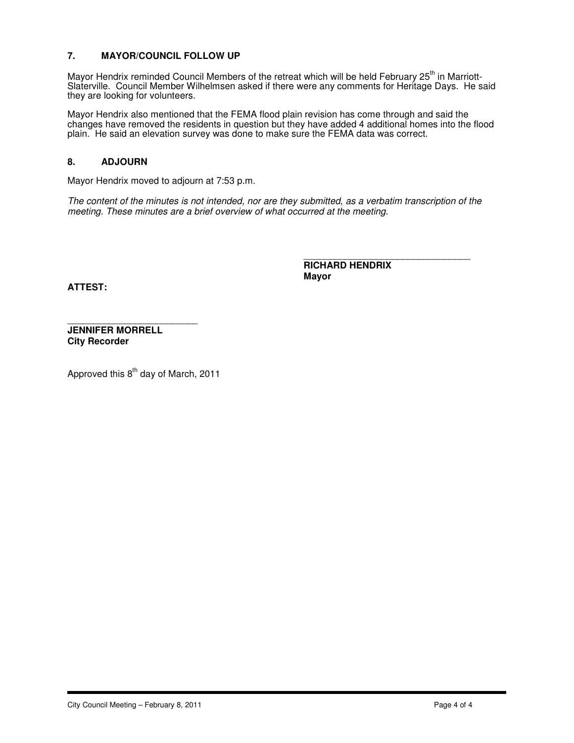## 7. MAYOR/COUNCIL FOLLOW UP

Mayor Hendrix reminded Council Members of the retreat which will be held February 25th in Marriott-Slaterville. Council Member Wilhelmsen asked if there were any comments for Heritage Days. He said they are looking for volunteers.

Mayor Hendrix also mentioned that the FEMA flood plain revision has come through and said the changes have removed the residents in question but they have added 4 additional homes into the flood plain. He said an elevation survey was done to make sure the FEMA data was correct.

## 8. ADJOURN

Mayor Hendrix moved to adjourn at 7:53 p.m.

*The content of the minutes is not intended, nor are they submitted, as a verbatim transcription of the meeting. These minutes are a brief overview of what occurred at the meeting.*

_________________________________
**RICHARD HENDRIX**
**Mayor**

**ATTEST:**

_________________________
**JENNIFER MORRELL**
**City Recorder**

Approved this 8th day of March, 2011